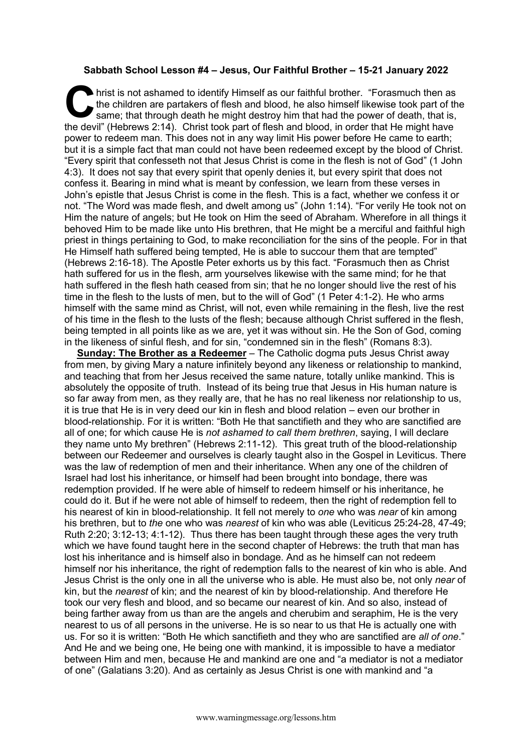**Sabbath School Lesson #4 – Jesus, Our Faithful Brother – 15-21 January 2022**

Christ is not ashamed to identify Himself as our faithful brother. "Forasmuch then as the children are partakers of flesh and blood, he also himself likewise took part of the same; that through death he might destroy him that had the power of death, that is, the devil" (Hebrews 2:14). Christ took part of flesh and blood, in order that He might have power to redeem man. This does not in any way limit His power before He came to earth; but it is a simple fact that man could not have been redeemed except by the blood of Christ. "Every spirit that confesseth not that Jesus Christ is come in the flesh is not of God" (1 John 4:3). It does not say that every spirit that openly denies it, but every spirit that does not confess it. Bearing in mind what is meant by confession, we learn from these verses in John's epistle that Jesus Christ is come in the flesh. This is a fact, whether we confess it or not. "The Word was made flesh, and dwelt among us" (John 1:14). "For verily He took not on Him the nature of angels; but He took on Him the seed of Abraham. Wherefore in all things it behoved Him to be made like unto His brethren, that He might be a merciful and faithful high priest in things pertaining to God, to make reconciliation for the sins of the people. For in that He Himself hath suffered being tempted, He is able to succour them that are tempted" (Hebrews 2:16-18). The Apostle Peter exhorts us by this fact. "Forasmuch then as Christ hath suffered for us in the flesh, arm yourselves likewise with the same mind; for he that hath suffered in the flesh hath ceased from sin; that he no longer should live the rest of his time in the flesh to the lusts of men, but to the will of God" (1 Peter 4:1-2). He who arms himself with the same mind as Christ, will not, even while remaining in the flesh, live the rest of his time in the flesh to the lusts of the flesh; because although Christ suffered in the flesh, being tempted in all points like as we are, yet it was without sin. He the Son of God, coming in the likeness of sinful flesh, and for sin, "condemned sin in the flesh" (Romans 8:3).

**Sunday: The Brother as a Redeemer** – The Catholic dogma puts Jesus Christ away from men, by giving Mary a nature infinitely beyond any likeness or relationship to mankind, and teaching that from her Jesus received the same nature, totally unlike mankind. This is absolutely the opposite of truth. Instead of its being true that Jesus in His human nature is so far away from men, as they really are, that he has no real likeness nor relationship to us, it is true that He is in very deed our kin in flesh and blood relation – even our brother in blood-relationship. For it is written: "Both He that sanctifieth and they who are sanctified are all of one; for which cause He is *not ashamed to call them brethren*, saying, I will declare they name unto My brethren" (Hebrews 2:11-12). This great truth of the blood-relationship between our Redeemer and ourselves is clearly taught also in the Gospel in Leviticus. There was the law of redemption of men and their inheritance. When any one of the children of Israel had lost his inheritance, or himself had been brought into bondage, there was redemption provided. If he were able of himself to redeem himself or his inheritance, he could do it. But if he were not able of himself to redeem, then the right of redemption fell to his nearest of kin in blood-relationship. It fell not merely to *one* who was *near* of kin among his brethren, but to *the* one who was *nearest* of kin who was able (Leviticus 25:24-28, 47-49; Ruth 2:20; 3:12-13; 4:1-12). Thus there has been taught through these ages the very truth which we have found taught here in the second chapter of Hebrews: the truth that man has lost his inheritance and is himself also in bondage. And as he himself can not redeem himself nor his inheritance, the right of redemption falls to the nearest of kin who is able. And Jesus Christ is the only one in all the universe who is able. He must also be, not only *near* of kin, but the *nearest* of kin; and the nearest of kin by blood-relationship. And therefore He took our very flesh and blood, and so became our nearest of kin. And so also, instead of being farther away from us than are the angels and cherubim and seraphim, He is the very nearest to us of all persons in the universe. He is so near to us that He is actually one with us. For so it is written: "Both He which sanctifieth and they who are sanctified are *all of one*." And He and we being one, He being one with mankind, it is impossible to have a mediator between Him and men, because He and mankind are one and "a mediator is not a mediator of one" (Galatians 3:20). And as certainly as Jesus Christ is one with mankind and "a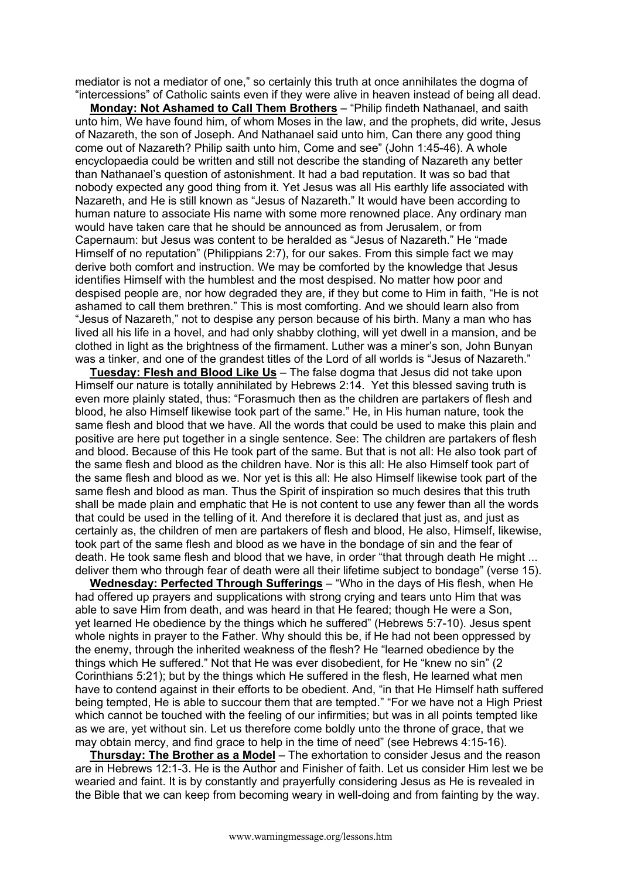mediator is not a mediator of one," so certainly this truth at once annihilates the dogma of "intercessions" of Catholic saints even if they were alive in heaven instead of being all dead.

**Monday: Not Ashamed to Call Them Brothers** – "Philip findeth Nathanael, and saith unto him, We have found him, of whom Moses in the law, and the prophets, did write, Jesus of Nazareth, the son of Joseph. And Nathanael said unto him, Can there any good thing come out of Nazareth? Philip saith unto him, Come and see" (John 1:45-46). A whole encyclopaedia could be written and still not describe the standing of Nazareth any better than Nathanael's question of astonishment. It had a bad reputation. It was so bad that nobody expected any good thing from it. Yet Jesus was all His earthly life associated with Nazareth, and He is still known as "Jesus of Nazareth." It would have been according to human nature to associate His name with some more renowned place. Any ordinary man would have taken care that he should be announced as from Jerusalem, or from Capernaum: but Jesus was content to be heralded as "Jesus of Nazareth." He "made Himself of no reputation" (Philippians 2:7), for our sakes. From this simple fact we may derive both comfort and instruction. We may be comforted by the knowledge that Jesus identifies Himself with the humblest and the most despised. No matter how poor and despised people are, nor how degraded they are, if they but come to Him in faith, "He is not ashamed to call them brethren." This is most comforting. And we should learn also from "Jesus of Nazareth," not to despise any person because of his birth. Many a man who has lived all his life in a hovel, and had only shabby clothing, will yet dwell in a mansion, and be clothed in light as the brightness of the firmament. Luther was a miner's son, John Bunyan was a tinker, and one of the grandest titles of the Lord of all worlds is "Jesus of Nazareth."

**Tuesday: Flesh and Blood Like Us** – The false dogma that Jesus did not take upon Himself our nature is totally annihilated by Hebrews 2:14. Yet this blessed saving truth is even more plainly stated, thus: "Forasmuch then as the children are partakers of flesh and blood, he also Himself likewise took part of the same." He, in His human nature, took the same flesh and blood that we have. All the words that could be used to make this plain and positive are here put together in a single sentence. See: The children are partakers of flesh and blood. Because of this He took part of the same. But that is not all: He also took part of the same flesh and blood as the children have. Nor is this all: He also Himself took part of the same flesh and blood as we. Nor yet is this all: He also Himself likewise took part of the same flesh and blood as man. Thus the Spirit of inspiration so much desires that this truth shall be made plain and emphatic that He is not content to use any fewer than all the words that could be used in the telling of it. And therefore it is declared that just as, and just as certainly as, the children of men are partakers of flesh and blood, He also, Himself, likewise, took part of the same flesh and blood as we have in the bondage of sin and the fear of death. He took same flesh and blood that we have, in order "that through death He might ... deliver them who through fear of death were all their lifetime subject to bondage" (verse 15).

**Wednesday: Perfected Through Sufferings** – "Who in the days of His flesh, when He had offered up prayers and supplications with strong crying and tears unto Him that was able to save Him from death, and was heard in that He feared; though He were a Son, yet learned He obedience by the things which he suffered" (Hebrews 5:7-10). Jesus spent whole nights in prayer to the Father. Why should this be, if He had not been oppressed by the enemy, through the inherited weakness of the flesh? He "learned obedience by the things which He suffered." Not that He was ever disobedient, for He "knew no sin" (2 Corinthians 5:21); but by the things which He suffered in the flesh, He learned what men have to contend against in their efforts to be obedient. And, "in that He Himself hath suffered being tempted, He is able to succour them that are tempted." "For we have not a High Priest which cannot be touched with the feeling of our infirmities; but was in all points tempted like as we are, yet without sin. Let us therefore come boldly unto the throne of grace, that we may obtain mercy, and find grace to help in the time of need" (see Hebrews 4:15-16).

**Thursday: The Brother as a Model** – The exhortation to consider Jesus and the reason are in Hebrews 12:1-3. He is the Author and Finisher of faith. Let us consider Him lest we be wearied and faint. It is by constantly and prayerfully considering Jesus as He is revealed in the Bible that we can keep from becoming weary in well-doing and from fainting by the way.